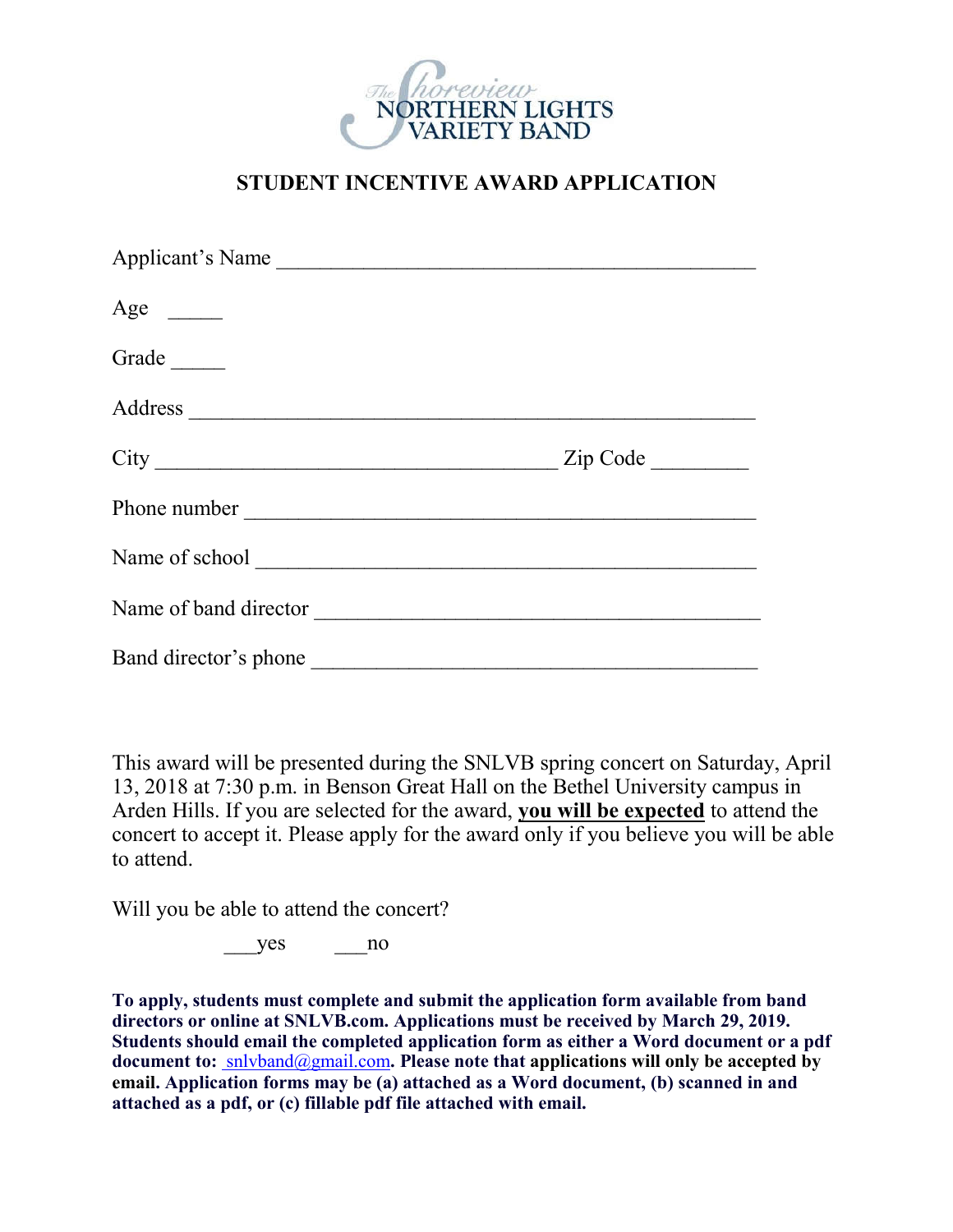The Shoreview
NORTHERN LIGHTS
VARIETY BAND

## STUDENT INCENTIVE AWARD APPLICATION

Applicant's Name ______________________________________________

Age _____

Grade _____

Address ______________________________________________________

City ____________________________________ Zip Code _________

Phone number ________________________________________________

Name of school _______________________________________________

Name of band director _________________________________________

Band director's phone _________________________________________

This award will be presented during the SNLVB spring concert on Saturday, April 13, 2018 at 7:30 p.m. in Benson Great Hall on the Bethel University campus in Arden Hills. If you are selected for the award, **<u>you will be expected</u>** to attend the concert to accept it. Please apply for the award only if you believe you will be able to attend.

Will you be able to attend the concert?

___yes ___no

**To apply, students must complete and submit the application form available from band directors or online at SNLVB.com. Applications must be received by March 29, 2019. Students should email the completed application form as either a Word document or a pdf document to:** snlvband@gmail.com**. Please note that applications will only be accepted by email. Application forms may be (a) attached as a Word document, (b) scanned in and attached as a pdf, or (c) fillable pdf file attached with email.**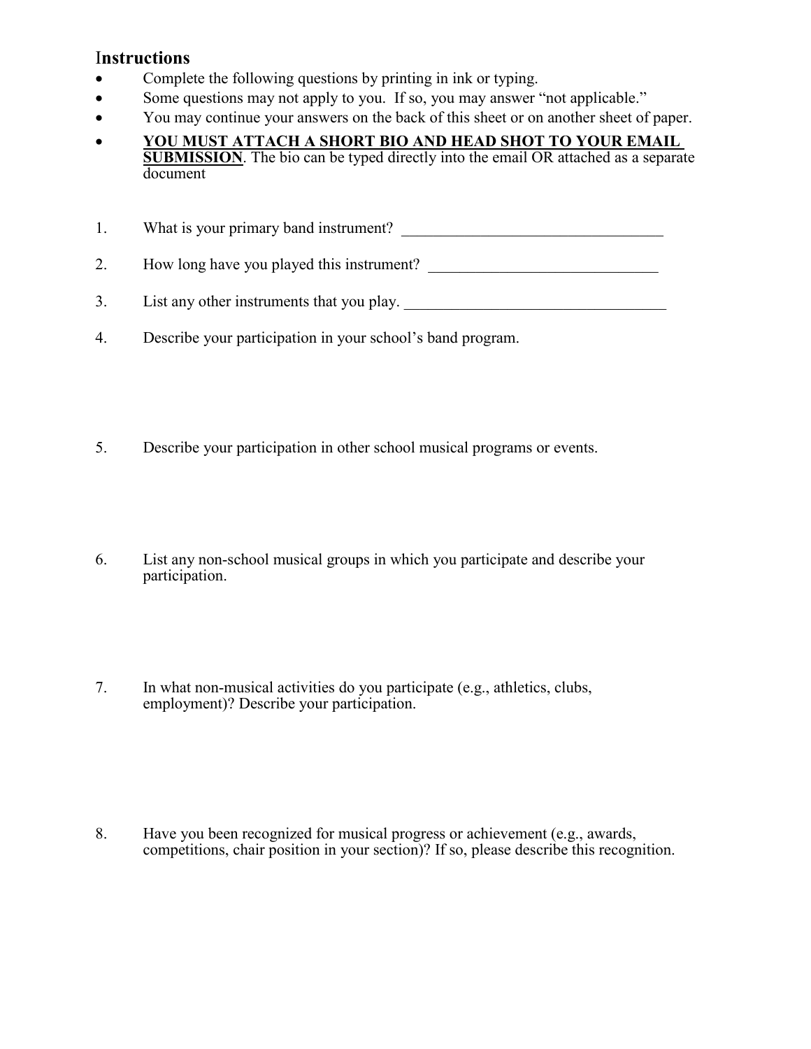## Instructions

- Complete the following questions by printing in ink or typing.
- Some questions may not apply to you. If so, you may answer "not applicable."
- You may continue your answers on the back of this sheet or on another sheet of paper.
- **<u>YOU MUST ATTACH A SHORT BIO AND HEAD SHOT TO YOUR EMAIL SUBMISSION</u>**. The bio can be typed directly into the email OR attached as a separate document

1. What is your primary band instrument? ________________________________

2. How long have you played this instrument? ____________________________

3. List any other instruments that you play. ________________________________

4. Describe your participation in your school's band program.

5. Describe your participation in other school musical programs or events.

6. List any non-school musical groups in which you participate and describe your participation.

7. In what non-musical activities do you participate (e.g., athletics, clubs, employment)? Describe your participation.

8. Have you been recognized for musical progress or achievement (e.g., awards, competitions, chair position in your section)? If so, please describe this recognition.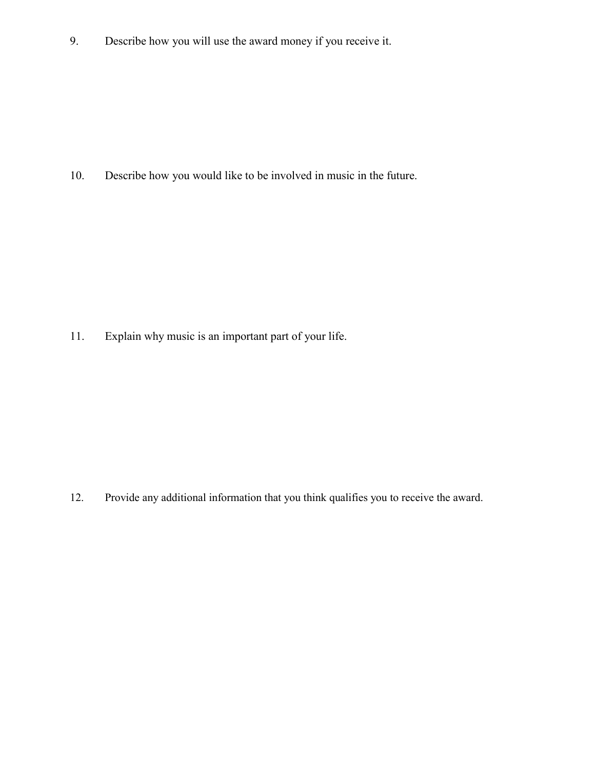9. Describe how you will use the award money if you receive it.

10. Describe how you would like to be involved in music in the future.

11. Explain why music is an important part of your life.

12. Provide any additional information that you think qualifies you to receive the award.